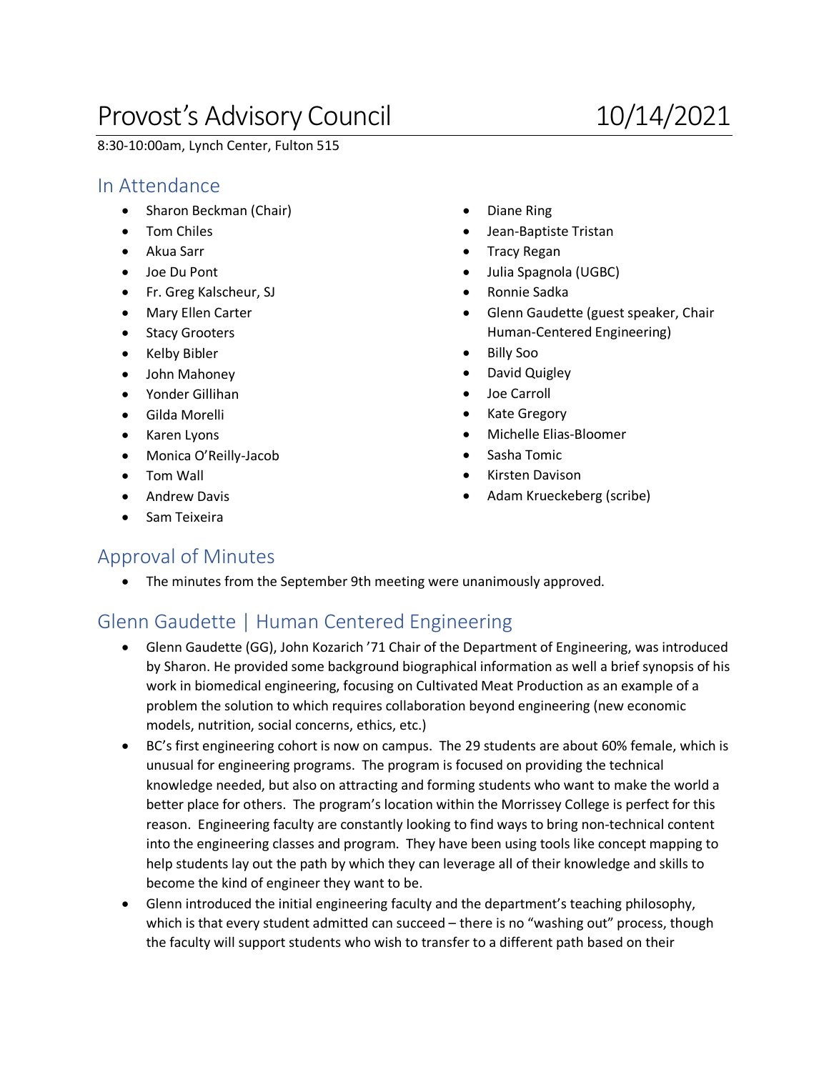# Provost's Advisory Council 10/14/2021

8:30-10:00am, Lynch Center, Fulton 515

## In Attendance

- Sharon Beckman (Chair)
- Tom Chiles
- Akua Sarr
- Joe Du Pont
- Fr. Greg Kalscheur, SJ
- Mary Ellen Carter
- Stacy Grooters
- Kelby Bibler
- John Mahoney
- Yonder Gillihan
- Gilda Morelli
- Karen Lyons
- Monica O'Reilly-Jacob
- Tom Wall
- Andrew Davis
- Sam Teixeira
- Diane Ring
- Jean-Baptiste Tristan
- Tracy Regan
- Julia Spagnola (UGBC)
- Ronnie Sadka
- Glenn Gaudette (guest speaker, Chair Human-Centered Engineering)
- Billy Soo
- David Quigley
- Joe Carroll
- Kate Gregory
- Michelle Elias-Bloomer
- Sasha Tomic
- Kirsten Davison
- Adam Krueckeberg (scribe)

## Approval of Minutes

- The minutes from the September 9th meeting were unanimously approved.

## Glenn Gaudette | Human Centered Engineering

- Glenn Gaudette (GG), John Kozarich '71 Chair of the Department of Engineering, was introduced by Sharon. He provided some background biographical information as well a brief synopsis of his work in biomedical engineering, focusing on Cultivated Meat Production as an example of a problem the solution to which requires collaboration beyond engineering (new economic models, nutrition, social concerns, ethics, etc.)
- BC's first engineering cohort is now on campus. The 29 students are about 60% female, which is unusual for engineering programs. The program is focused on providing the technical knowledge needed, but also on attracting and forming students who want to make the world a better place for others. The program's location within the Morrissey College is perfect for this reason. Engineering faculty are constantly looking to find ways to bring non-technical content into the engineering classes and program. They have been using tools like concept mapping to help students lay out the path by which they can leverage all of their knowledge and skills to become the kind of engineer they want to be.
- Glenn introduced the initial engineering faculty and the department's teaching philosophy, which is that every student admitted can succeed – there is no "washing out" process, though the faculty will support students who wish to transfer to a different path based on their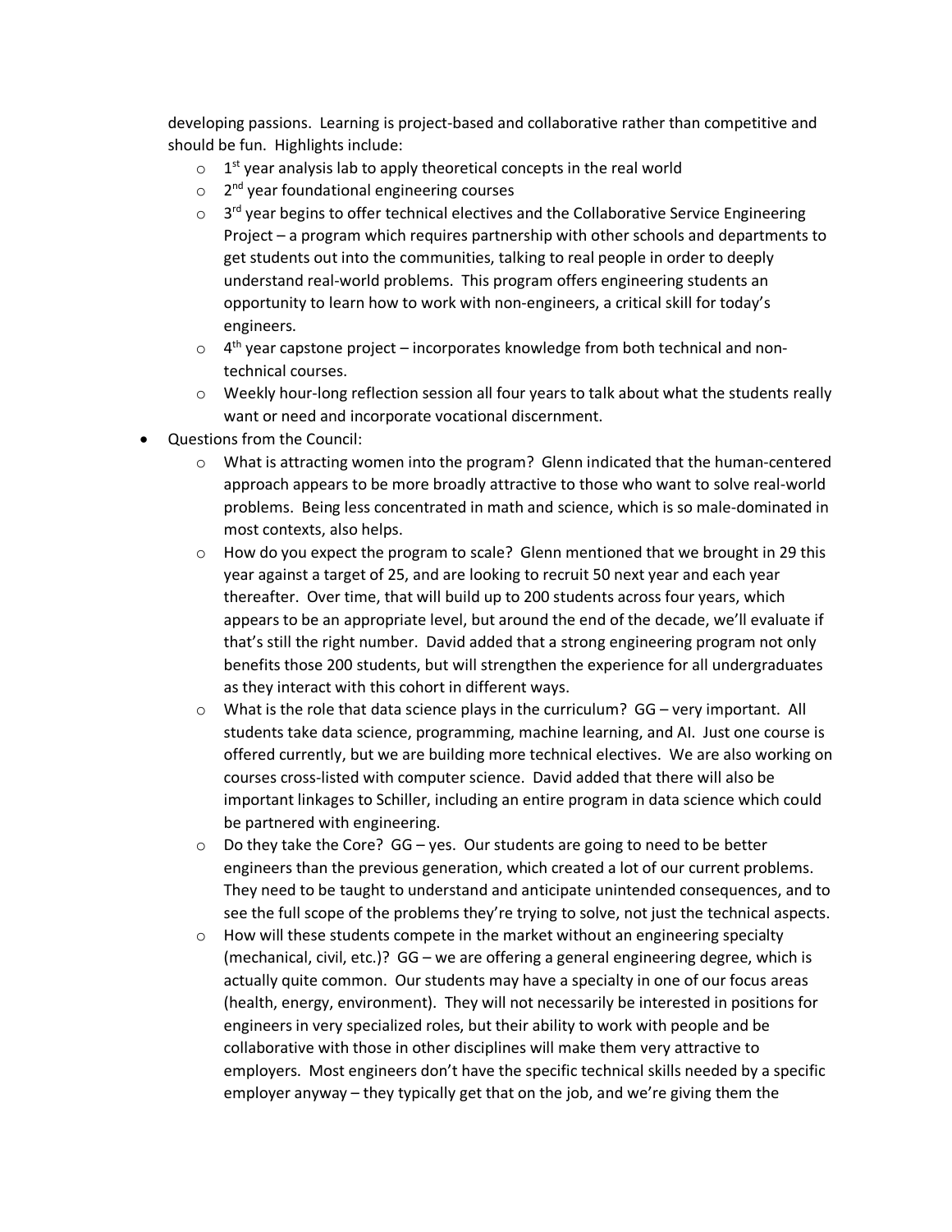developing passions. Learning is project-based and collaborative rather than competitive and should be fun. Highlights include:

- 1st year analysis lab to apply theoretical concepts in the real world
- 2nd year foundational engineering courses
- 3rd year begins to offer technical electives and the Collaborative Service Engineering Project – a program which requires partnership with other schools and departments to get students out into the communities, talking to real people in order to deeply understand real-world problems. This program offers engineering students an opportunity to learn how to work with non-engineers, a critical skill for today's engineers.
- 4th year capstone project – incorporates knowledge from both technical and non-technical courses.
- Weekly hour-long reflection session all four years to talk about what the students really want or need and incorporate vocational discernment.

- Questions from the Council:
  - What is attracting women into the program? Glenn indicated that the human-centered approach appears to be more broadly attractive to those who want to solve real-world problems. Being less concentrated in math and science, which is so male-dominated in most contexts, also helps.
  - How do you expect the program to scale? Glenn mentioned that we brought in 29 this year against a target of 25, and are looking to recruit 50 next year and each year thereafter. Over time, that will build up to 200 students across four years, which appears to be an appropriate level, but around the end of the decade, we'll evaluate if that's still the right number. David added that a strong engineering program not only benefits those 200 students, but will strengthen the experience for all undergraduates as they interact with this cohort in different ways.
  - What is the role that data science plays in the curriculum? GG – very important. All students take data science, programming, machine learning, and AI. Just one course is offered currently, but we are building more technical electives. We are also working on courses cross-listed with computer science. David added that there will also be important linkages to Schiller, including an entire program in data science which could be partnered with engineering.
  - Do they take the Core? GG – yes. Our students are going to need to be better engineers than the previous generation, which created a lot of our current problems. They need to be taught to understand and anticipate unintended consequences, and to see the full scope of the problems they're trying to solve, not just the technical aspects.
  - How will these students compete in the market without an engineering specialty (mechanical, civil, etc.)? GG – we are offering a general engineering degree, which is actually quite common. Our students may have a specialty in one of our focus areas (health, energy, environment). They will not necessarily be interested in positions for engineers in very specialized roles, but their ability to work with people and be collaborative with those in other disciplines will make them very attractive to employers. Most engineers don't have the specific technical skills needed by a specific employer anyway – they typically get that on the job, and we're giving them the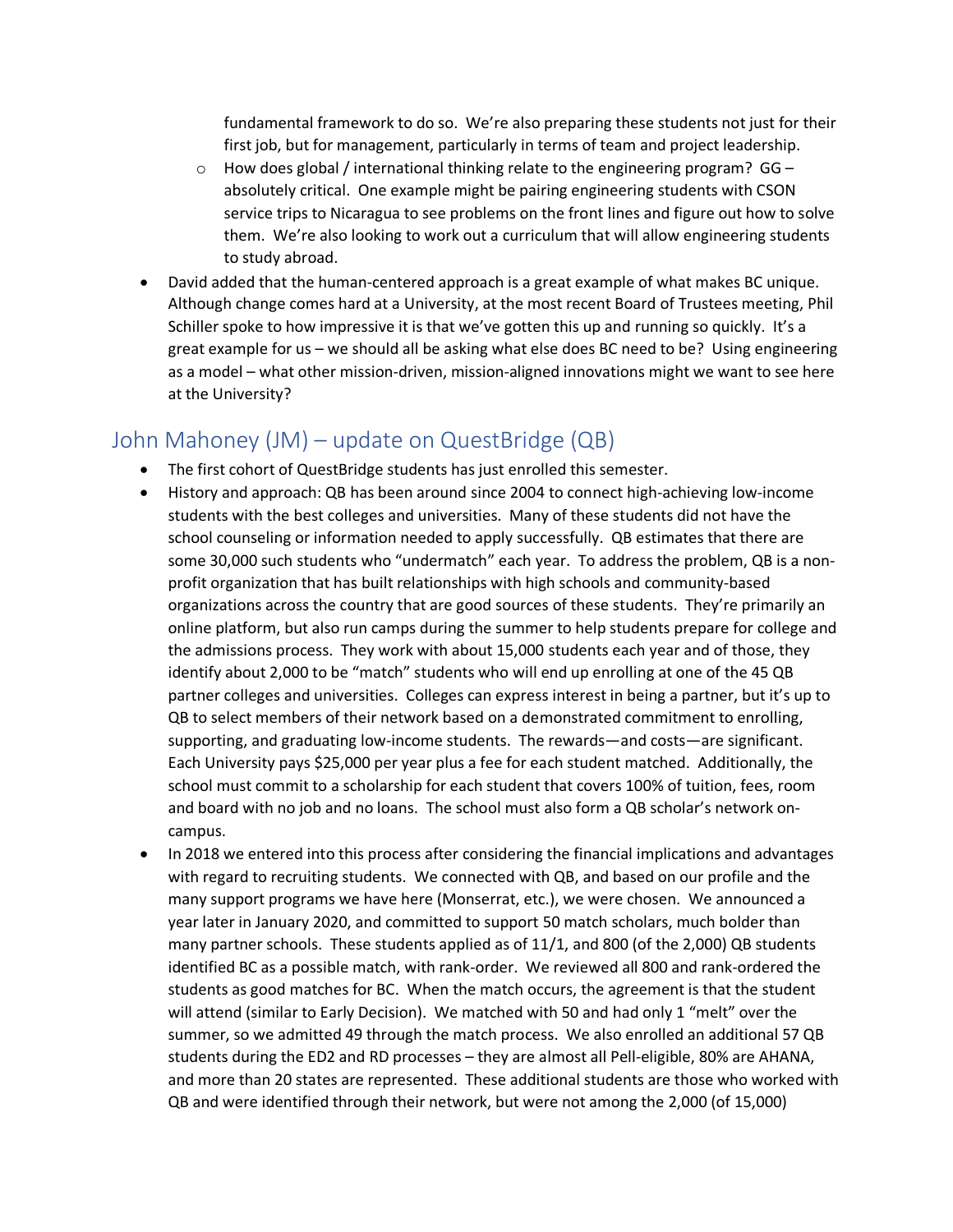fundamental framework to do so. We're also preparing these students not just for their first job, but for management, particularly in terms of team and project leadership.

  - How does global / international thinking relate to the engineering program? GG – absolutely critical. One example might be pairing engineering students with CSON service trips to Nicaragua to see problems on the front lines and figure out how to solve them. We're also looking to work out a curriculum that will allow engineering students to study abroad.

- David added that the human-centered approach is a great example of what makes BC unique. Although change comes hard at a University, at the most recent Board of Trustees meeting, Phil Schiller spoke to how impressive it is that we've gotten this up and running so quickly. It's a great example for us – we should all be asking what else does BC need to be? Using engineering as a model – what other mission-driven, mission-aligned innovations might we want to see here at the University?

## John Mahoney (JM) – update on QuestBridge (QB)

- The first cohort of QuestBridge students has just enrolled this semester.
- History and approach: QB has been around since 2004 to connect high-achieving low-income students with the best colleges and universities. Many of these students did not have the school counseling or information needed to apply successfully. QB estimates that there are some 30,000 such students who "undermatch" each year. To address the problem, QB is a non-profit organization that has built relationships with high schools and community-based organizations across the country that are good sources of these students. They're primarily an online platform, but also run camps during the summer to help students prepare for college and the admissions process. They work with about 15,000 students each year and of those, they identify about 2,000 to be "match" students who will end up enrolling at one of the 45 QB partner colleges and universities. Colleges can express interest in being a partner, but it's up to QB to select members of their network based on a demonstrated commitment to enrolling, supporting, and graduating low-income students. The rewards—and costs—are significant. Each University pays $25,000 per year plus a fee for each student matched. Additionally, the school must commit to a scholarship for each student that covers 100% of tuition, fees, room and board with no job and no loans. The school must also form a QB scholar's network on-campus.
- In 2018 we entered into this process after considering the financial implications and advantages with regard to recruiting students. We connected with QB, and based on our profile and the many support programs we have here (Monserrat, etc.), we were chosen. We announced a year later in January 2020, and committed to support 50 match scholars, much bolder than many partner schools. These students applied as of 11/1, and 800 (of the 2,000) QB students identified BC as a possible match, with rank-order. We reviewed all 800 and rank-ordered the students as good matches for BC. When the match occurs, the agreement is that the student will attend (similar to Early Decision). We matched with 50 and had only 1 "melt" over the summer, so we admitted 49 through the match process. We also enrolled an additional 57 QB students during the ED2 and RD processes – they are almost all Pell-eligible, 80% are AHANA, and more than 20 states are represented. These additional students are those who worked with QB and were identified through their network, but were not among the 2,000 (of 15,000)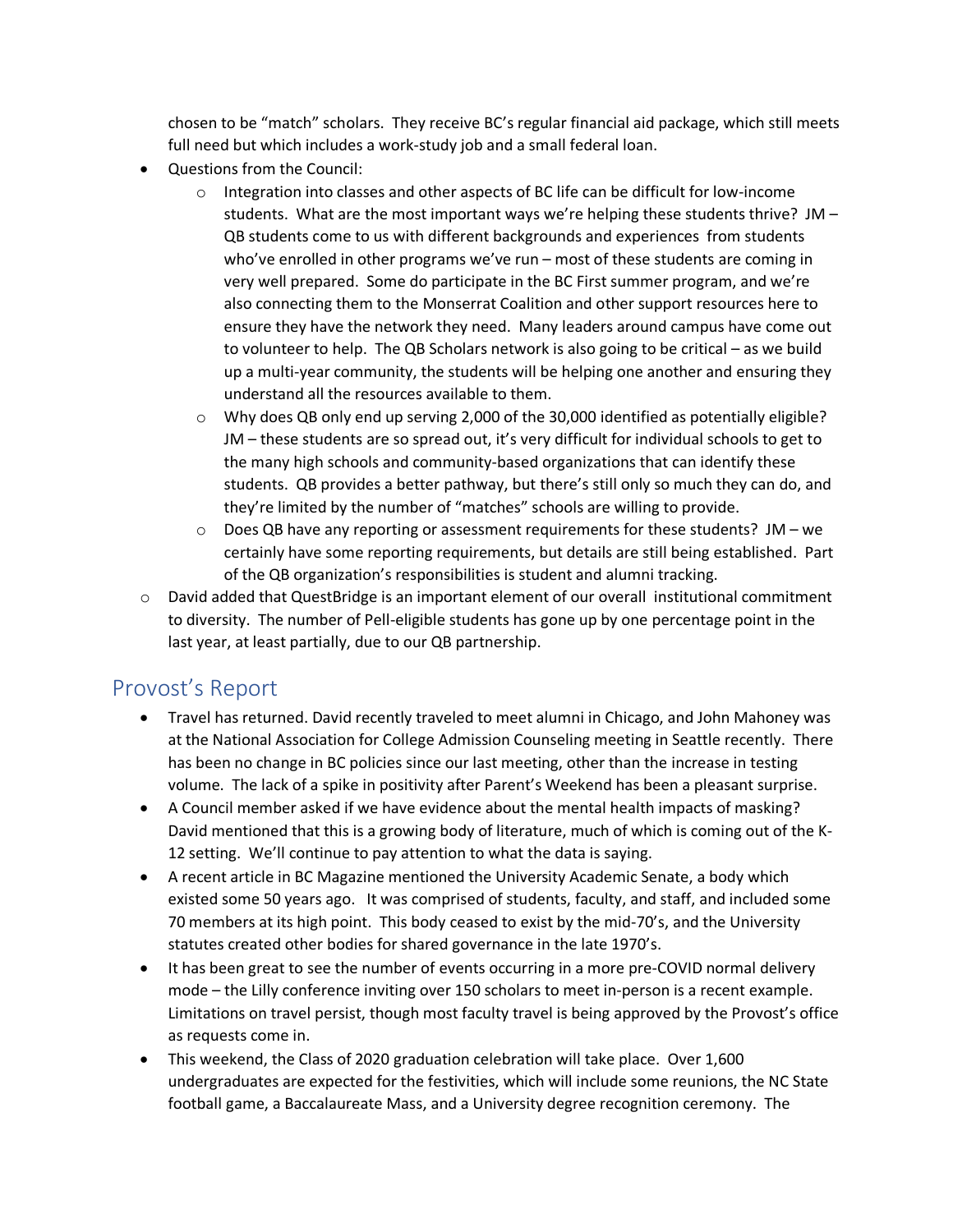chosen to be "match" scholars. They receive BC's regular financial aid package, which still meets full need but which includes a work-study job and a small federal loan.

- Questions from the Council:
  - Integration into classes and other aspects of BC life can be difficult for low-income students. What are the most important ways we're helping these students thrive? JM – QB students come to us with different backgrounds and experiences from students who've enrolled in other programs we've run – most of these students are coming in very well prepared. Some do participate in the BC First summer program, and we're also connecting them to the Monserrat Coalition and other support resources here to ensure they have the network they need. Many leaders around campus have come out to volunteer to help. The QB Scholars network is also going to be critical – as we build up a multi-year community, the students will be helping one another and ensuring they understand all the resources available to them.
  - Why does QB only end up serving 2,000 of the 30,000 identified as potentially eligible? JM – these students are so spread out, it's very difficult for individual schools to get to the many high schools and community-based organizations that can identify these students. QB provides a better pathway, but there's still only so much they can do, and they're limited by the number of "matches" schools are willing to provide.
  - Does QB have any reporting or assessment requirements for these students? JM – we certainly have some reporting requirements, but details are still being established. Part of the QB organization's responsibilities is student and alumni tracking.
- David added that QuestBridge is an important element of our overall institutional commitment to diversity. The number of Pell-eligible students has gone up by one percentage point in the last year, at least partially, due to our QB partnership.

## Provost's Report

- Travel has returned. David recently traveled to meet alumni in Chicago, and John Mahoney was at the National Association for College Admission Counseling meeting in Seattle recently. There has been no change in BC policies since our last meeting, other than the increase in testing volume. The lack of a spike in positivity after Parent's Weekend has been a pleasant surprise.
- A Council member asked if we have evidence about the mental health impacts of masking? David mentioned that this is a growing body of literature, much of which is coming out of the K-12 setting. We'll continue to pay attention to what the data is saying.
- A recent article in BC Magazine mentioned the University Academic Senate, a body which existed some 50 years ago. It was comprised of students, faculty, and staff, and included some 70 members at its high point. This body ceased to exist by the mid-70's, and the University statutes created other bodies for shared governance in the late 1970's.
- It has been great to see the number of events occurring in a more pre-COVID normal delivery mode – the Lilly conference inviting over 150 scholars to meet in-person is a recent example. Limitations on travel persist, though most faculty travel is being approved by the Provost's office as requests come in.
- This weekend, the Class of 2020 graduation celebration will take place. Over 1,600 undergraduates are expected for the festivities, which will include some reunions, the NC State football game, a Baccalaureate Mass, and a University degree recognition ceremony. The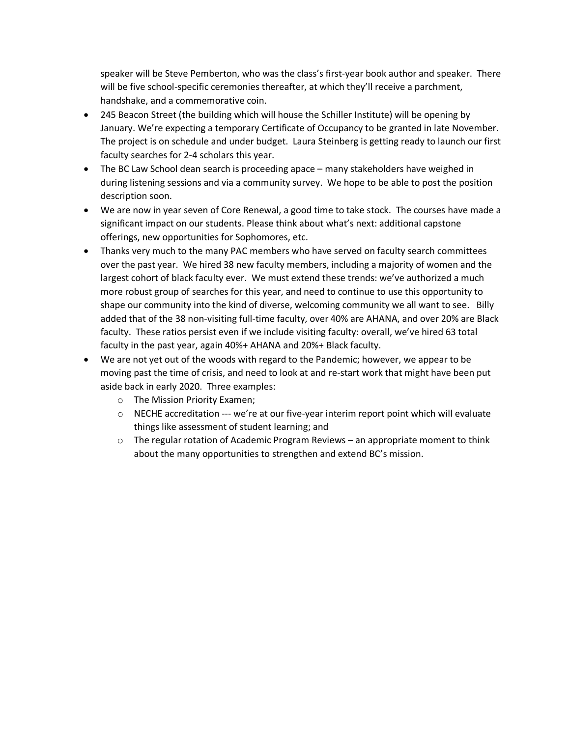speaker will be Steve Pemberton, who was the class's first-year book author and speaker. There will be five school-specific ceremonies thereafter, at which they'll receive a parchment, handshake, and a commemorative coin.

- 245 Beacon Street (the building which will house the Schiller Institute) will be opening by January. We're expecting a temporary Certificate of Occupancy to be granted in late November. The project is on schedule and under budget. Laura Steinberg is getting ready to launch our first faculty searches for 2-4 scholars this year.
- The BC Law School dean search is proceeding apace – many stakeholders have weighed in during listening sessions and via a community survey. We hope to be able to post the position description soon.
- We are now in year seven of Core Renewal, a good time to take stock. The courses have made a significant impact on our students. Please think about what's next: additional capstone offerings, new opportunities for Sophomores, etc.
- Thanks very much to the many PAC members who have served on faculty search committees over the past year. We hired 38 new faculty members, including a majority of women and the largest cohort of black faculty ever. We must extend these trends: we've authorized a much more robust group of searches for this year, and need to continue to use this opportunity to shape our community into the kind of diverse, welcoming community we all want to see. Billy added that of the 38 non-visiting full-time faculty, over 40% are AHANA, and over 20% are Black faculty. These ratios persist even if we include visiting faculty: overall, we've hired 63 total faculty in the past year, again 40%+ AHANA and 20%+ Black faculty.
- We are not yet out of the woods with regard to the Pandemic; however, we appear to be moving past the time of crisis, and need to look at and re-start work that might have been put aside back in early 2020. Three examples:
  - The Mission Priority Examen;
  - NECHE accreditation --- we're at our five-year interim report point which will evaluate things like assessment of student learning; and
  - The regular rotation of Academic Program Reviews – an appropriate moment to think about the many opportunities to strengthen and extend BC's mission.